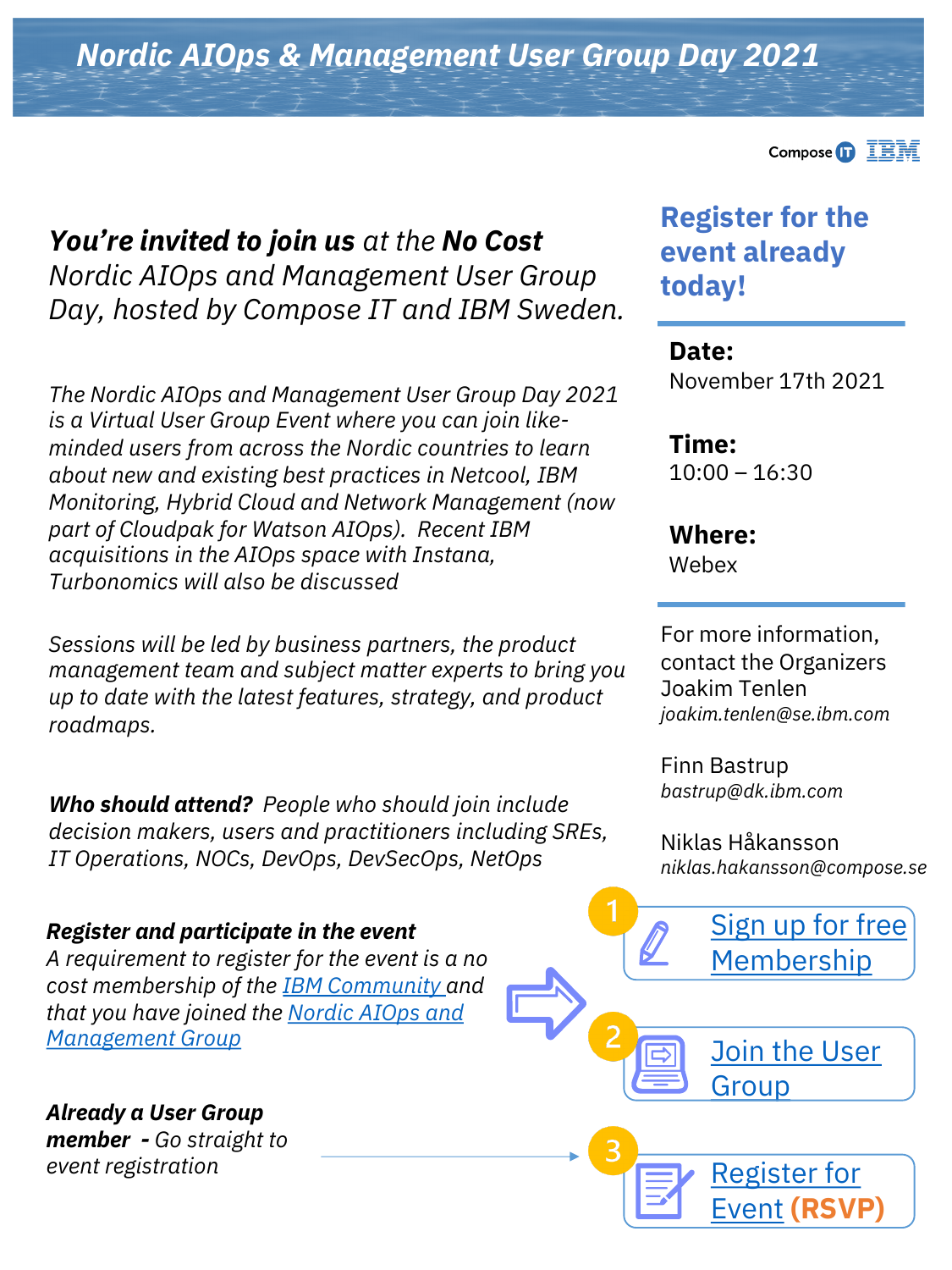# *Nordic AIOps & Management User Group Day 2021*

Compose IT IBM

***You're invited to join us** at the **No Cost** Nordic AIOps and Management User Group Day, hosted by Compose IT and IBM Sweden.*

*The Nordic AIOps and Management User Group Day 2021 is a Virtual User Group Event where you can join like-minded users from across the Nordic countries to learn about new and existing best practices in Netcool, IBM Monitoring, Hybrid Cloud and Network Management (now part of Cloudpak for Watson AIOps). Recent IBM acquisitions in the AIOps space with Instana, Turbonomics will also be discussed*

*Sessions will be led by business partners, the product management team and subject matter experts to bring you up to date with the latest features, strategy, and product roadmaps.*

***Who should attend?** People who should join include decision makers, users and practitioners including SREs, IT Operations, NOCs, DevOps, DevSecOps, NetOps*

***Register and participate in the event***
*A requirement to register for the event is a no cost membership of the IBM Community and that you have joined the Nordic AIOps and Management Group*

***Already a User Group member** - Go straight to event registration*

## Register for the event already today!

**Date:**
November 17th 2021

**Time:**
10:00 – 16:30

**Where:**
Webex

For more information, contact the Organizers

Joakim Tenlen
*joakim.tenlen@se.ibm.com*

Finn Bastrup
*bastrup@dk.ibm.com*

Niklas Håkansson
*niklas.hakansson@compose.se*

1. Sign up for free Membership
2. Join the User Group
3. Register for Event **(RSVP)**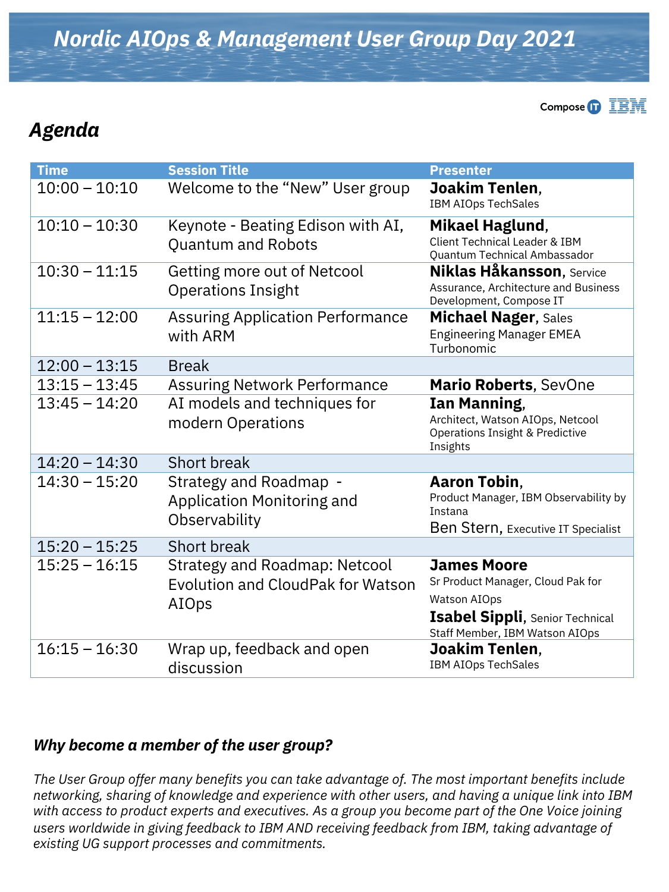# Nordic AIOps & Management User Group Day 2021

Compose IT IBM

## Agenda

| Time | Session Title | Presenter |
|---|---|---|
| 10:00 – 10:10 | Welcome to the “New” User group | **Joakim Tenlen**, IBM AIOps TechSales |
| 10:10 – 10:30 | Keynote - Beating Edison with AI, Quantum and Robots | **Mikael Haglund**, Client Technical Leader & IBM Quantum Technical Ambassador |
| 10:30 – 11:15 | Getting more out of Netcool Operations Insight | **Niklas Håkansson**, Service Assurance, Architecture and Business Development, Compose IT |
| 11:15 – 12:00 | Assuring Application Performance with ARM | **Michael Nager**, Sales Engineering Manager EMEA Turbonomic |
| 12:00 – 13:15 | Break | |
| 13:15 – 13:45 | Assuring Network Performance | **Mario Roberts**, SevOne |
| 13:45 – 14:20 | AI models and techniques for modern Operations | **Ian Manning**, Architect, Watson AIOps, Netcool Operations Insight & Predictive Insights |
| 14:20 – 14:30 | Short break | |
| 14:30 – 15:20 | Strategy and Roadmap - Application Monitoring and Observability | **Aaron Tobin**, Product Manager, IBM Observability by Instana<br>Ben Stern, Executive IT Specialist |
| 15:20 – 15:25 | Short break | |
| 15:25 – 16:15 | Strategy and Roadmap: Netcool Evolution and CloudPak for Watson AIOps | **James Moore** Sr Product Manager, Cloud Pak for Watson AIOps<br>**Isabel Sippli**, Senior Technical Staff Member, IBM Watson AIOps |
| 16:15 – 16:30 | Wrap up, feedback and open discussion | **Joakim Tenlen**, IBM AIOps TechSales |

### *Why become a member of the user group?*

*The User Group offer many benefits you can take advantage of. The most important benefits include networking, sharing of knowledge and experience with other users, and having a unique link into IBM with access to product experts and executives. As a group you become part of the One Voice joining users worldwide in giving feedback to IBM AND receiving feedback from IBM, taking advantage of existing UG support processes and commitments.*